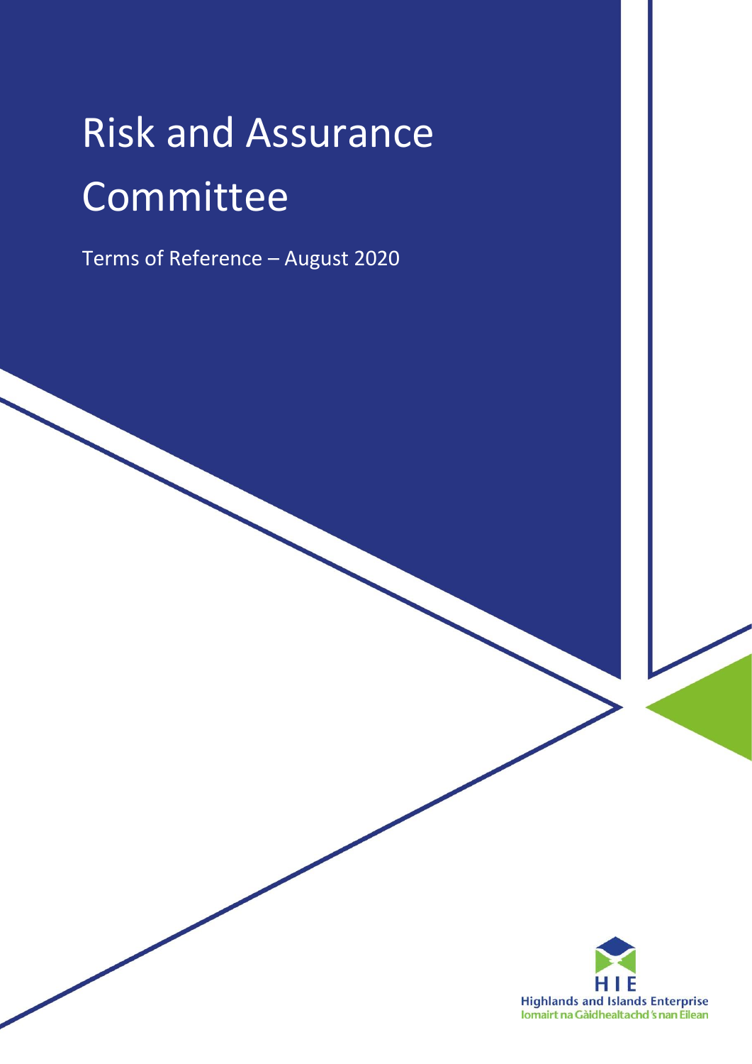# Risk and Assurance Committee

Terms of Reference – August 2020

HIE
Highlands and Islands Enterprise
Iomairt na Gàidhealtachd 's nan Eilean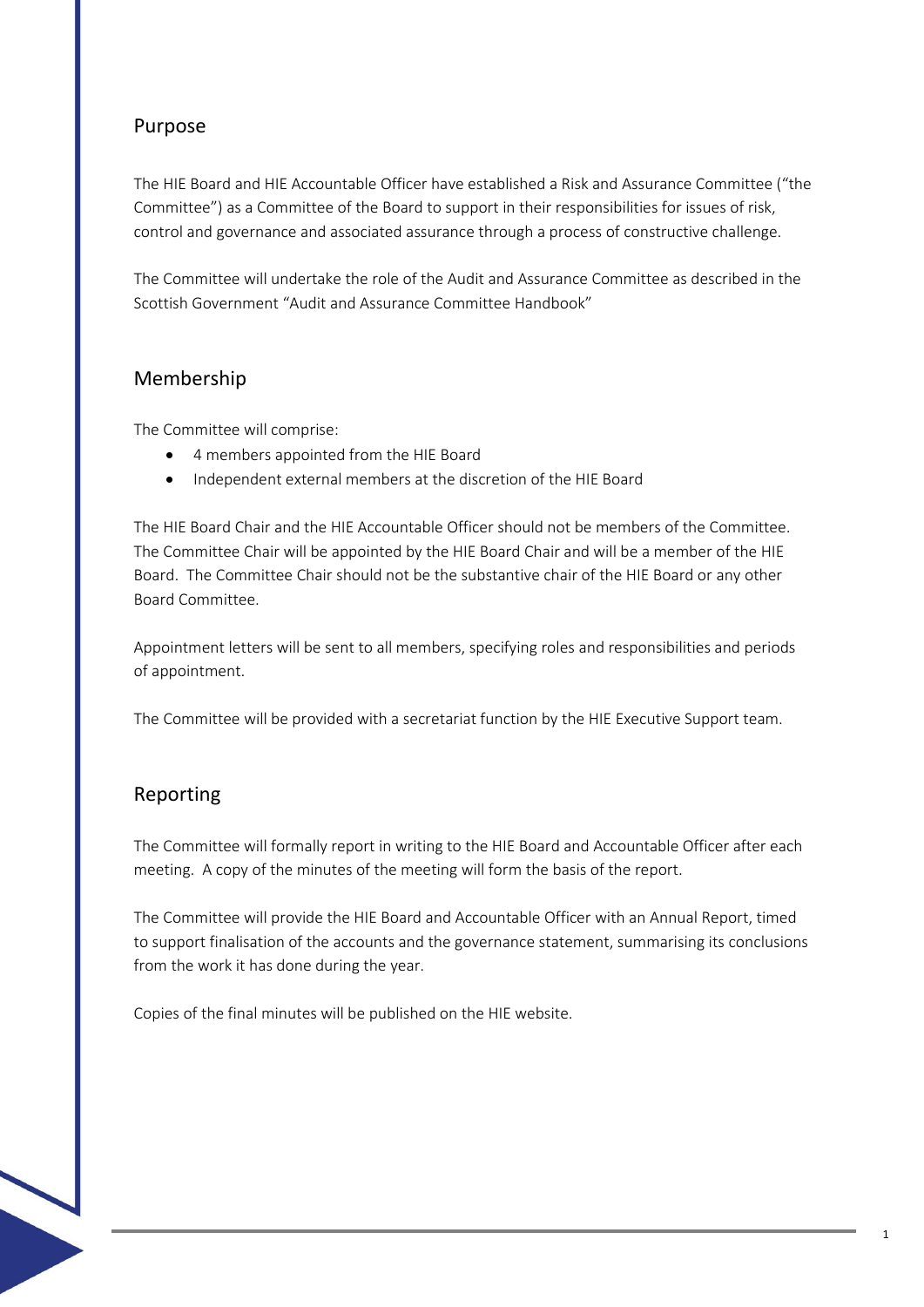## Purpose

The HIE Board and HIE Accountable Officer have established a Risk and Assurance Committee ("the Committee") as a Committee of the Board to support in their responsibilities for issues of risk, control and governance and associated assurance through a process of constructive challenge.

The Committee will undertake the role of the Audit and Assurance Committee as described in the Scottish Government "Audit and Assurance Committee Handbook"

## Membership

The Committee will comprise:

- 4 members appointed from the HIE Board
- Independent external members at the discretion of the HIE Board

The HIE Board Chair and the HIE Accountable Officer should not be members of the Committee. The Committee Chair will be appointed by the HIE Board Chair and will be a member of the HIE Board. The Committee Chair should not be the substantive chair of the HIE Board or any other Board Committee.

Appointment letters will be sent to all members, specifying roles and responsibilities and periods of appointment.

The Committee will be provided with a secretariat function by the HIE Executive Support team.

## Reporting

The Committee will formally report in writing to the HIE Board and Accountable Officer after each meeting. A copy of the minutes of the meeting will form the basis of the report.

The Committee will provide the HIE Board and Accountable Officer with an Annual Report, timed to support finalisation of the accounts and the governance statement, summarising its conclusions from the work it has done during the year.

Copies of the final minutes will be published on the HIE website.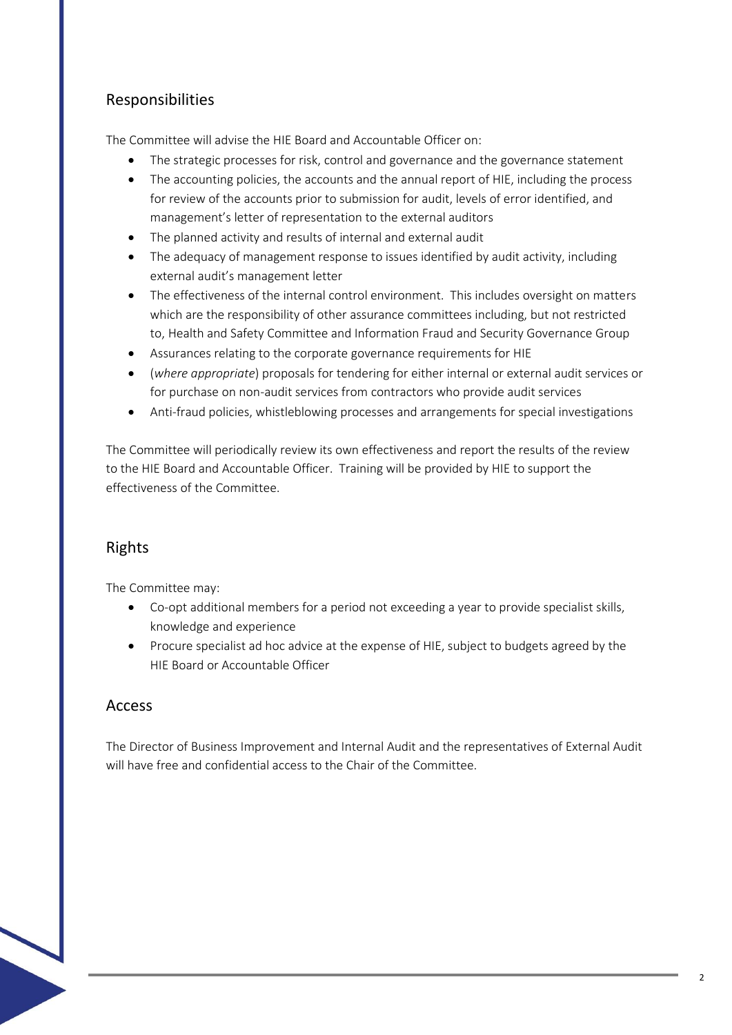## Responsibilities

The Committee will advise the HIE Board and Accountable Officer on:

- The strategic processes for risk, control and governance and the governance statement
- The accounting policies, the accounts and the annual report of HIE, including the process for review of the accounts prior to submission for audit, levels of error identified, and management's letter of representation to the external auditors
- The planned activity and results of internal and external audit
- The adequacy of management response to issues identified by audit activity, including external audit's management letter
- The effectiveness of the internal control environment. This includes oversight on matters which are the responsibility of other assurance committees including, but not restricted to, Health and Safety Committee and Information Fraud and Security Governance Group
- Assurances relating to the corporate governance requirements for HIE
- (*where appropriate*) proposals for tendering for either internal or external audit services or for purchase on non-audit services from contractors who provide audit services
- Anti-fraud policies, whistleblowing processes and arrangements for special investigations

The Committee will periodically review its own effectiveness and report the results of the review to the HIE Board and Accountable Officer. Training will be provided by HIE to support the effectiveness of the Committee.

## Rights

The Committee may:

- Co-opt additional members for a period not exceeding a year to provide specialist skills, knowledge and experience
- Procure specialist ad hoc advice at the expense of HIE, subject to budgets agreed by the HIE Board or Accountable Officer

## Access

The Director of Business Improvement and Internal Audit and the representatives of External Audit will have free and confidential access to the Chair of the Committee.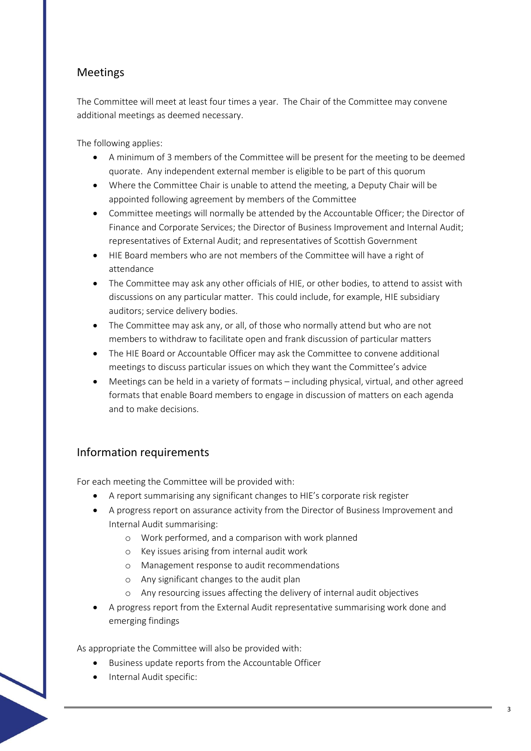## Meetings

The Committee will meet at least four times a year. The Chair of the Committee may convene additional meetings as deemed necessary.

The following applies:

- A minimum of 3 members of the Committee will be present for the meeting to be deemed quorate. Any independent external member is eligible to be part of this quorum
- Where the Committee Chair is unable to attend the meeting, a Deputy Chair will be appointed following agreement by members of the Committee
- Committee meetings will normally be attended by the Accountable Officer; the Director of Finance and Corporate Services; the Director of Business Improvement and Internal Audit; representatives of External Audit; and representatives of Scottish Government
- HIE Board members who are not members of the Committee will have a right of attendance
- The Committee may ask any other officials of HIE, or other bodies, to attend to assist with discussions on any particular matter. This could include, for example, HIE subsidiary auditors; service delivery bodies.
- The Committee may ask any, or all, of those who normally attend but who are not members to withdraw to facilitate open and frank discussion of particular matters
- The HIE Board or Accountable Officer may ask the Committee to convene additional meetings to discuss particular issues on which they want the Committee's advice
- Meetings can be held in a variety of formats – including physical, virtual, and other agreed formats that enable Board members to engage in discussion of matters on each agenda and to make decisions.

## Information requirements

For each meeting the Committee will be provided with:

- A report summarising any significant changes to HIE's corporate risk register
- A progress report on assurance activity from the Director of Business Improvement and Internal Audit summarising:
  - Work performed, and a comparison with work planned
  - Key issues arising from internal audit work
  - Management response to audit recommendations
  - Any significant changes to the audit plan
  - Any resourcing issues affecting the delivery of internal audit objectives
- A progress report from the External Audit representative summarising work done and emerging findings

As appropriate the Committee will also be provided with:

- Business update reports from the Accountable Officer
- Internal Audit specific: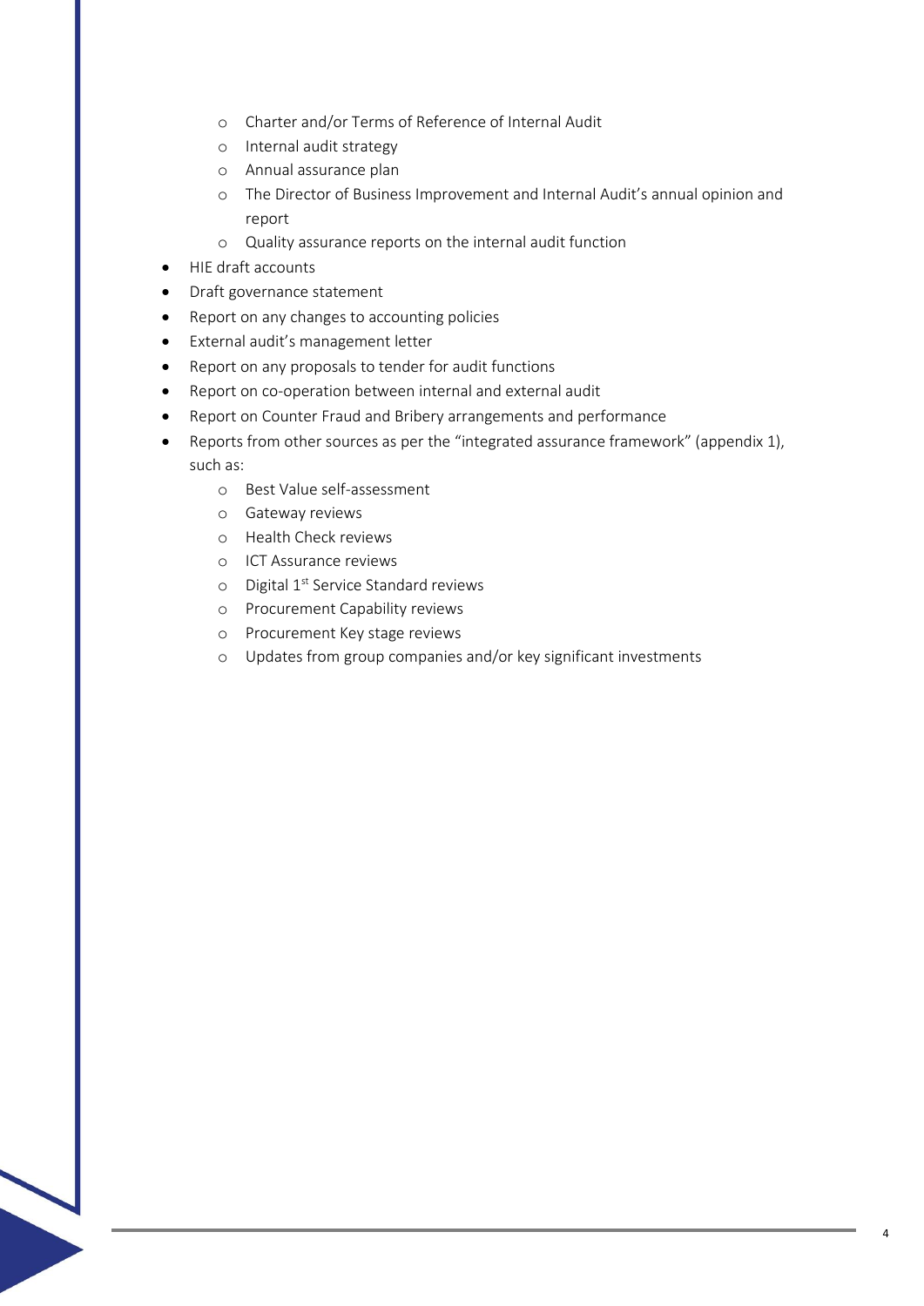- Charter and/or Terms of Reference of Internal Audit
    - Internal audit strategy
    - Annual assurance plan
    - The Director of Business Improvement and Internal Audit's annual opinion and report
    - Quality assurance reports on the internal audit function
- HIE draft accounts
- Draft governance statement
- Report on any changes to accounting policies
- External audit's management letter
- Report on any proposals to tender for audit functions
- Report on co-operation between internal and external audit
- Report on Counter Fraud and Bribery arrangements and performance
- Reports from other sources as per the "integrated assurance framework" (appendix 1), such as:
    - Best Value self-assessment
    - Gateway reviews
    - Health Check reviews
    - ICT Assurance reviews
    - Digital 1st Service Standard reviews
    - Procurement Capability reviews
    - Procurement Key stage reviews
    - Updates from group companies and/or key significant investments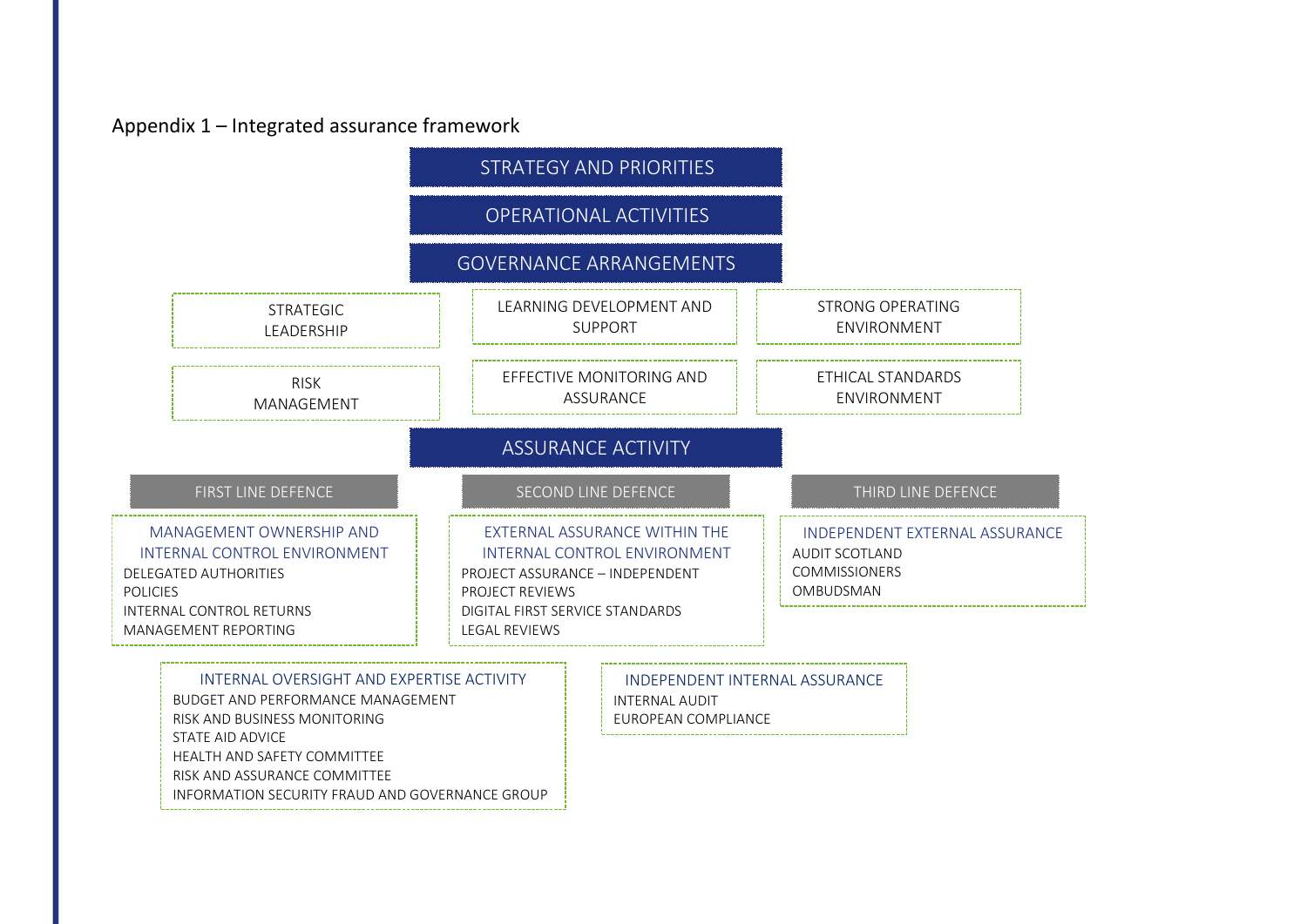Appendix 1 – Integrated assurance framework

STRATEGY AND PRIORITIES

OPERATIONAL ACTIVITIES

GOVERNANCE ARRANGEMENTS

STRATEGIC LEADERSHIP

LEARNING DEVELOPMENT AND SUPPORT

STRONG OPERATING ENVIRONMENT

RISK MANAGEMENT

EFFECTIVE MONITORING AND ASSURANCE

ETHICAL STANDARDS ENVIRONMENT

ASSURANCE ACTIVITY

FIRST LINE DEFENCE

MANAGEMENT OWNERSHIP AND INTERNAL CONTROL ENVIRONMENT
DELEGATED AUTHORITIES
POLICIES
INTERNAL CONTROL RETURNS
MANAGEMENT REPORTING

SECOND LINE DEFENCE

EXTERNAL ASSURANCE WITHIN THE INTERNAL CONTROL ENVIRONMENT
PROJECT ASSURANCE – INDEPENDENT PROJECT REVIEWS
DIGITAL FIRST SERVICE STANDARDS
LEGAL REVIEWS

THIRD LINE DEFENCE

INDEPENDENT EXTERNAL ASSURANCE
AUDIT SCOTLAND
COMMISSIONERS
OMBUDSMAN

INTERNAL OVERSIGHT AND EXPERTISE ACTIVITY
BUDGET AND PERFORMANCE MANAGEMENT
RISK AND BUSINESS MONITORING
STATE AID ADVICE
HEALTH AND SAFETY COMMITTEE
RISK AND ASSURANCE COMMITTEE
INFORMATION SECURITY FRAUD AND GOVERNANCE GROUP

INDEPENDENT INTERNAL ASSURANCE
INTERNAL AUDIT
EUROPEAN COMPLIANCE